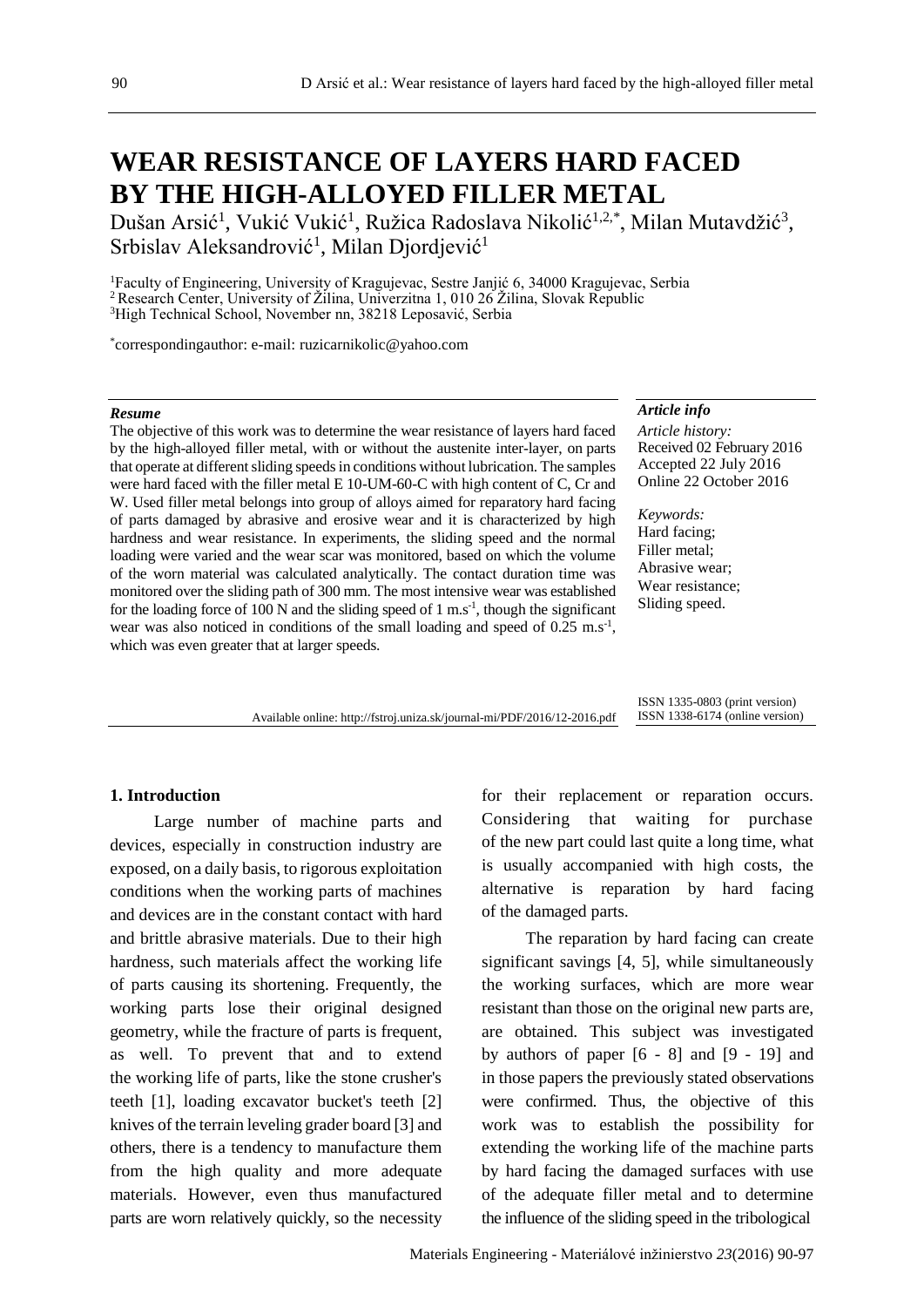# WEAR RESISTANCE OF LAYERS HARD FACED BY THE HIGH-ALLOYED FILLER METAL

Dušan Arsić[1], Vukić Vukić[1], Ružica Radoslava Nikolić[1,2,*], Milan Mutavdžić[3], Srbislav Aleksandrović[1], Milan Djordjević[1]

[1]Faculty of Engineering, University of Kragujevac, Sestre Janjić 6, 34000 Kragujevac, Serbia
[2]Research Center, University of Žilina, Univerzitna 1, 010 26 Žilina, Slovak Republic
[3]High Technical School, November nn, 38218 Leposavić, Serbia

[*]correspondingauthor: e-mail: ruzicarnikolic@yahoo.com

***Resume***

The objective of this work was to determine the wear resistance of layers hard faced by the high-alloyed filler metal, with or without the austenite inter-layer, on parts that operate at different sliding speeds in conditions without lubrication. The samples were hard faced with the filler metal E 10-UM-60-C with high content of C, Cr and W. Used filler metal belongs into group of alloys aimed for reparatory hard facing of parts damaged by abrasive and erosive wear and it is characterized by high hardness and wear resistance. In experiments, the sliding speed and the normal loading were varied and the wear scar was monitored, based on which the volume of the worn material was calculated analytically. The contact duration time was monitored over the sliding path of 300 mm. The most intensive wear was established for the loading force of 100 N and the sliding speed of 1 m.s$^{-1}$, though the significant wear was also noticed in conditions of the small loading and speed of 0.25 m.s$^{-1}$, which was even greater that at larger speeds.

***Article info***

*Article history:*
Received 02 February 2016
Accepted 22 July 2016
Online 22 October 2016

*Keywords:*
Hard facing;
Filler metal;
Abrasive wear;
Wear resistance;
Sliding speed.

Available online: http://fstroj.uniza.sk/journal-mi/PDF/2016/12-2016.pdf

ISSN 1335-0803 (print version)
ISSN 1338-6174 (online version)

## 1. Introduction

Large number of machine parts and devices, especially in construction industry are exposed, on a daily basis, to rigorous exploitation conditions when the working parts of machines and devices are in the constant contact with hard and brittle abrasive materials. Due to their high hardness, such materials affect the working life of parts causing its shortening. Frequently, the working parts lose their original designed geometry, while the fracture of parts is frequent, as well. To prevent that and to extend the working life of parts, like the stone crusher's teeth [1], loading excavator bucket's teeth [2] knives of the terrain leveling grader board [3] and others, there is a tendency to manufacture them from the high quality and more adequate materials. However, even thus manufactured parts are worn relatively quickly, so the necessity for their replacement or reparation occurs. Considering that waiting for purchase of the new part could last quite a long time, what is usually accompanied with high costs, the alternative is reparation by hard facing of the damaged parts.

The reparation by hard facing can create significant savings [4, 5], while simultaneously the working surfaces, which are more wear resistant than those on the original new parts are, are obtained. This subject was investigated by authors of paper [6 - 8] and [9 - 19] and in those papers the previously stated observations were confirmed. Thus, the objective of this work was to establish the possibility for extending the working life of the machine parts by hard facing the damaged surfaces with use of the adequate filler metal and to determine the influence of the sliding speed in the tribological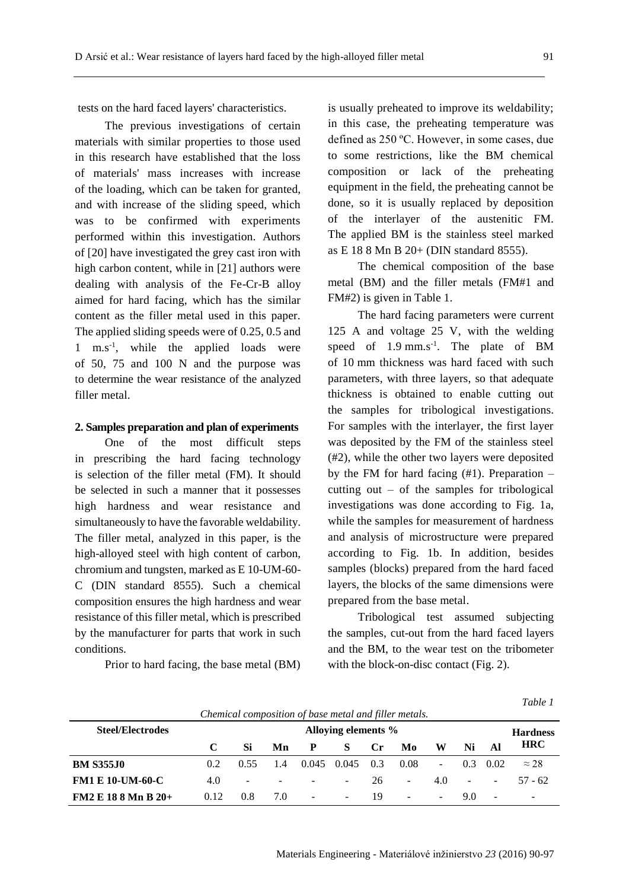tests on the hard faced layers' characteristics.

The previous investigations of certain materials with similar properties to those used in this research have established that the loss of materials' mass increases with increase of the loading, which can be taken for granted, and with increase of the sliding speed, which was to be confirmed with experiments performed within this investigation. Authors of [20] have investigated the grey cast iron with high carbon content, while in [21] authors were dealing with analysis of the Fe-Cr-B alloy aimed for hard facing, which has the similar content as the filler metal used in this paper. The applied sliding speeds were of 0.25, 0.5 and 1 $m.s^{-1}$, while the applied loads were of 50, 75 and 100 N and the purpose was to determine the wear resistance of the analyzed filler metal.

## 2. Samples preparation and plan of experiments

One of the most difficult steps in prescribing the hard facing technology is selection of the filler metal (FM). It should be selected in such a manner that it possesses high hardness and wear resistance and simultaneously to have the favorable weldability. The filler metal, analyzed in this paper, is the high-alloyed steel with high content of carbon, chromium and tungsten, marked as E 10-UM-60-C (DIN standard 8555). Such a chemical composition ensures the high hardness and wear resistance of this filler metal, which is prescribed by the manufacturer for parts that work in such conditions.

Prior to hard facing, the base metal (BM) is usually preheated to improve its weldability; in this case, the preheating temperature was defined as 250 ºC. However, in some cases, due to some restrictions, like the BM chemical composition or lack of the preheating equipment in the field, the preheating cannot be done, so it is usually replaced by deposition of the interlayer of the austenitic FM. The applied BM is the stainless steel marked as E 18 8 Mn B 20+ (DIN standard 8555).

The chemical composition of the base metal (BM) and the filler metals (FM#1 and FM#2) is given in Table 1.

The hard facing parameters were current 125 A and voltage 25 V, with the welding speed of 1.9 $mm.s^{-1}$. The plate of BM of 10 mm thickness was hard faced with such parameters, with three layers, so that adequate thickness is obtained to enable cutting out the samples for tribological investigations. For samples with the interlayer, the first layer was deposited by the FM of the stainless steel (#2), while the other two layers were deposited by the FM for hard facing (#1). Preparation – cutting out – of the samples for tribological investigations was done according to Fig. 1a, while the samples for measurement of hardness and analysis of microstructure were prepared according to Fig. 1b. In addition, besides samples (blocks) prepared from the hard faced layers, the blocks of the same dimensions were prepared from the base metal.

Tribological test assumed subjecting the samples, cut-out from the hard faced layers and the BM, to the wear test on the tribometer with the block-on-disc contact (Fig. 2).

*Table 1*

*Chemical composition of base metal and filler metals.*

| Steel/Electrodes | Alloying elements % | | | | | | | | | | Hardness HRC |
|---|---|---|---|---|---|---|---|---|---|---|---|
| | C | Si | Mn | P | S | Cr | Mo | W | Ni | Al | |
| **BM S355J0** | 0.2 | 0.55 | 1.4 | 0.045 | 0.045 | 0.3 | 0.08 | - | 0.3 | 0.02 | ≈ 28 |
| **FM1 E 10-UM-60-C** | 4.0 | - | - | - | - | 26 | - | 4.0 | - | - | 57 - 62 |
| **FM2 E 18 8 Mn B 20+** | 0.12 | 0.8 | 7.0 | - | - | 19 | - | - | 9.0 | - | - |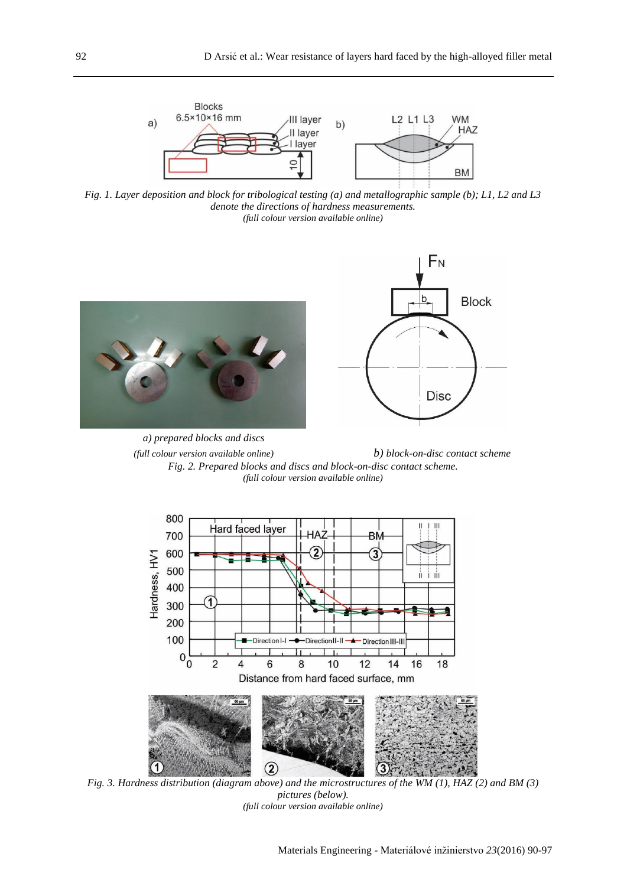*Fig. 1. Layer deposition and block for tribological testing (a) and metallographic sample (b); L1, L2 and L3 denote the directions of hardness measurements.*
*(full colour version available online)*

*a) prepared blocks and discs*
*(full colour version available online)*

*b) block-on-disc contact scheme*

*Fig. 2. Prepared blocks and discs and block-on-disc contact scheme.*
*(full colour version available online)*

*Fig. 3. Hardness distribution (diagram above) and the microstructures of the WM (1), HAZ (2) and BM (3) pictures (below).*
*(full colour version available online)*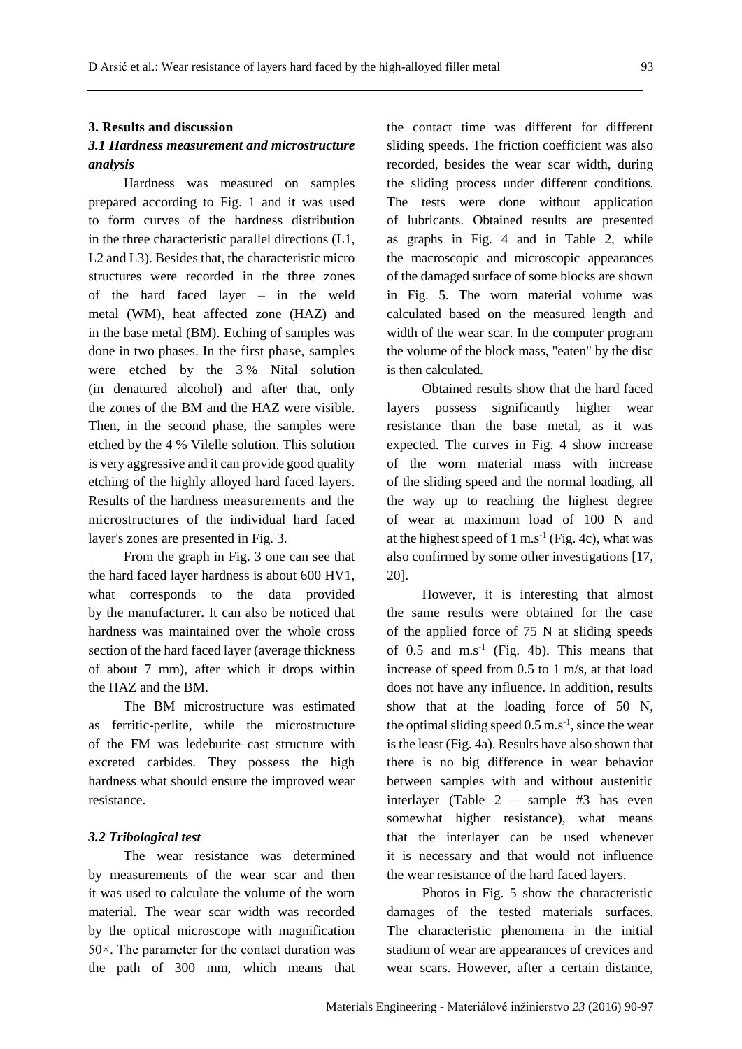## 3. Results and discussion

### *3.1 Hardness measurement and microstructure analysis*

Hardness was measured on samples prepared according to Fig. 1 and it was used to form curves of the hardness distribution in the three characteristic parallel directions (L1, L2 and L3). Besides that, the characteristic micro structures were recorded in the three zones of the hard faced layer – in the weld metal (WM), heat affected zone (HAZ) and in the base metal (BM). Etching of samples was done in two phases. In the first phase, samples were etched by the 3 % Nital solution (in denatured alcohol) and after that, only the zones of the BM and the HAZ were visible. Then, in the second phase, the samples were etched by the 4 % Vilelle solution. This solution is very aggressive and it can provide good quality etching of the highly alloyed hard faced layers. Results of the hardness measurements and the microstructures of the individual hard faced layer's zones are presented in Fig. 3.

From the graph in Fig. 3 one can see that the hard faced layer hardness is about 600 HV1, what corresponds to the data provided by the manufacturer. It can also be noticed that hardness was maintained over the whole cross section of the hard faced layer (average thickness of about 7 mm), after which it drops within the HAZ and the BM.

The BM microstructure was estimated as ferritic-perlite, while the microstructure of the FM was ledeburite–cast structure with excreted carbides. They possess the high hardness what should ensure the improved wear resistance.

### *3.2 Tribological test*

The wear resistance was determined by measurements of the wear scar and then it was used to calculate the volume of the worn material. The wear scar width was recorded by the optical microscope with magnification 50×. The parameter for the contact duration was the path of 300 mm, which means that the contact time was different for different sliding speeds. The friction coefficient was also recorded, besides the wear scar width, during the sliding process under different conditions. The tests were done without application of lubricants. Obtained results are presented as graphs in Fig. 4 and in Table 2, while the macroscopic and microscopic appearances of the damaged surface of some blocks are shown in Fig. 5. The worn material volume was calculated based on the measured length and width of the wear scar. In the computer program the volume of the block mass, "eaten" by the disc is then calculated.

Obtained results show that the hard faced layers possess significantly higher wear resistance than the base metal, as it was expected. The curves in Fig. 4 show increase of the worn material mass with increase of the sliding speed and the normal loading, all the way up to reaching the highest degree of wear at maximum load of 100 N and at the highest speed of 1 $m.s^{-1}$ (Fig. 4c), what was also confirmed by some other investigations [17, 20].

However, it is interesting that almost the same results were obtained for the case of the applied force of 75 N at sliding speeds of 0.5 and $m.s^{-1}$ (Fig. 4b). This means that increase of speed from 0.5 to 1 m/s, at that load does not have any influence. In addition, results show that at the loading force of 50 N, the optimal sliding speed 0.5 $m.s^{-1}$, since the wear is the least (Fig. 4a). Results have also shown that there is no big difference in wear behavior between samples with and without austenitic interlayer (Table 2 – sample #3 has even somewhat higher resistance), what means that the interlayer can be used whenever it is necessary and that would not influence the wear resistance of the hard faced layers.

Photos in Fig. 5 show the characteristic damages of the tested materials surfaces. The characteristic phenomena in the initial stadium of wear are appearances of crevices and wear scars. However, after a certain distance,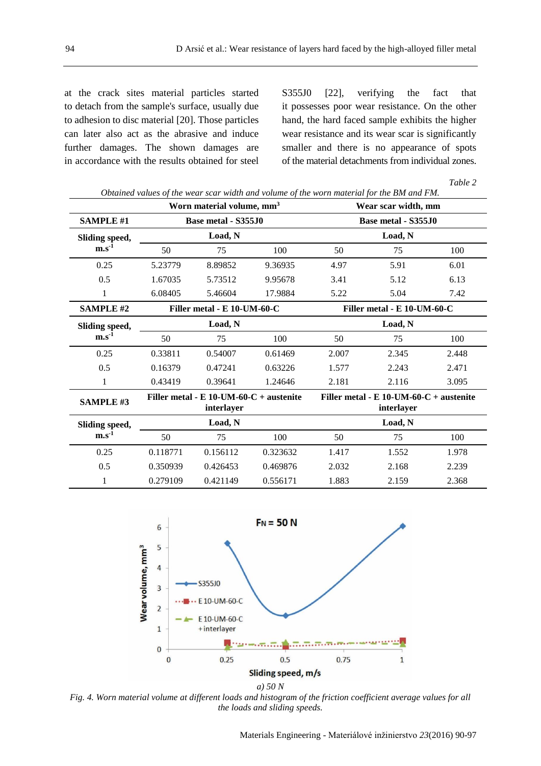at the crack sites material particles started to detach from the sample's surface, usually due to adhesion to disc material [20]. Those particles can later also act as the abrasive and induce further damages. The shown damages are in accordance with the results obtained for steel S355J0 [22], verifying the fact that it possesses poor wear resistance. On the other hand, the hard faced sample exhibits the higher wear resistance and its wear scar is significantly smaller and there is no appearance of spots of the material detachments from individual zones.

*Table 2*

*Obtained values of the wear scar width and volume of the worn material for the BM and FM.*

| | Worn material volume, $mm^3$ | | | Wear scar width, mm | | |
|---|---|---|---|---|---|---|
| **SAMPLE #1** | **Base metal - S355J0** | | | **Base metal - S355J0** | | |
| **Sliding speed, $m.s^{-1}$** | **Load, N** | | | **Load, N** | | |
| | 50 | 75 | 100 | 50 | 75 | 100 |
| 0.25 | 5.23779 | 8.89852 | 9.36935 | 4.97 | 5.91 | 6.01 |
| 0.5 | 1.67035 | 5.73512 | 9.95678 | 3.41 | 5.12 | 6.13 |
| 1 | 6.08405 | 5.46604 | 17.9884 | 5.22 | 5.04 | 7.42 |
| **SAMPLE #2** | **Filler metal - E 10-UM-60-C** | | | **Filler metal - E 10-UM-60-C** | | |
| **Sliding speed, $m.s^{-1}$** | **Load, N** | | | **Load, N** | | |
| | 50 | 75 | 100 | 50 | 75 | 100 |
| 0.25 | 0.33811 | 0.54007 | 0.61469 | 2.007 | 2.345 | 2.448 |
| 0.5 | 0.16379 | 0.47241 | 0.63226 | 1.577 | 2.243 | 2.471 |
| 1 | 0.43419 | 0.39641 | 1.24646 | 2.181 | 2.116 | 3.095 |
| **SAMPLE #3** | **Filler metal - E 10-UM-60-C + austenite interlayer** | | | **Filler metal - E 10-UM-60-C + austenite interlayer** | | |
| **Sliding speed, $m.s^{-1}$** | **Load, N** | | | **Load, N** | | |
| | 50 | 75 | 100 | 50 | 75 | 100 |
| 0.25 | 0.118771 | 0.156112 | 0.323632 | 1.417 | 1.552 | 1.978 |
| 0.5 | 0.350939 | 0.426453 | 0.469876 | 2.032 | 2.168 | 2.239 |
| 1 | 0.279109 | 0.421149 | 0.556171 | 1.883 | 2.159 | 2.368 |

*a) 50 N*

*Fig. 4. Worn material volume at different loads and histogram of the friction coefficient average values for all the loads and sliding speeds.*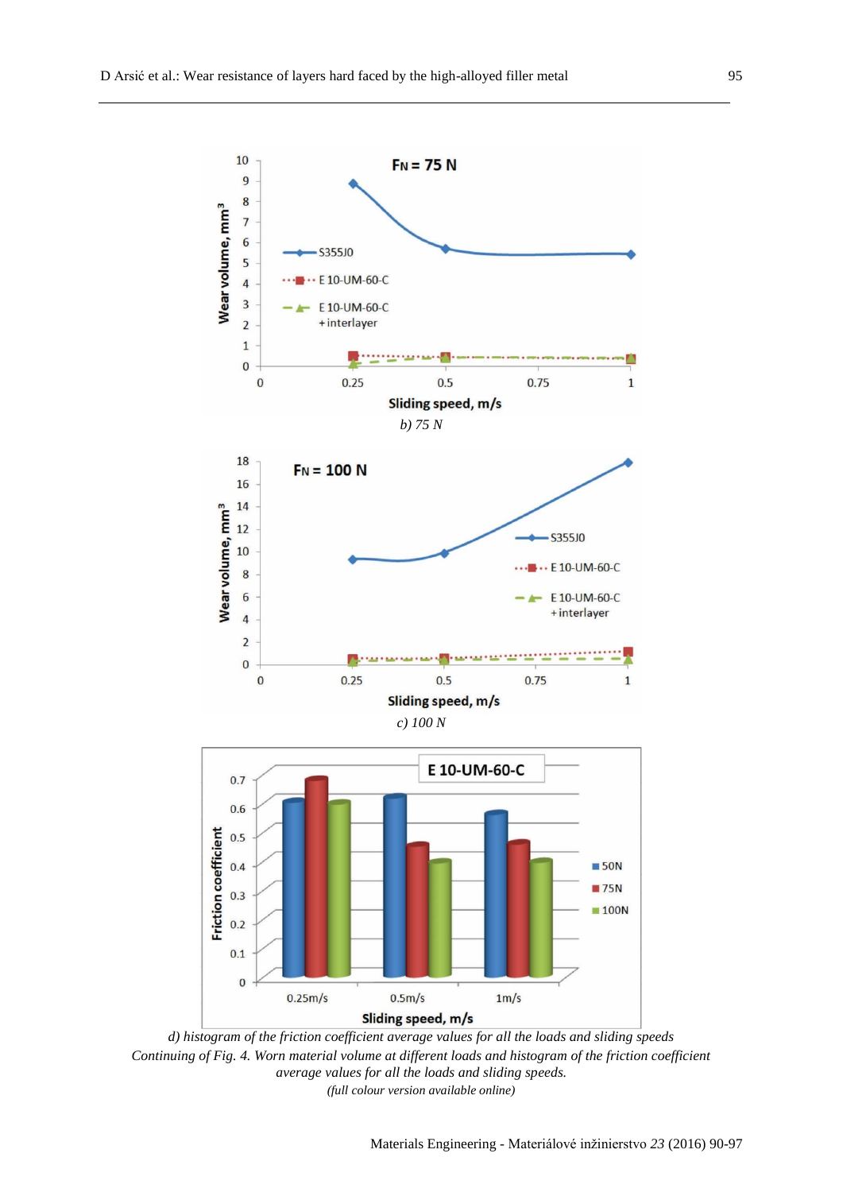b) 75 N

c) 100 N

d) histogram of the friction coefficient average values for all the loads and sliding speeds

*Continuing of Fig. 4. Worn material volume at different loads and histogram of the friction coefficient average values for all the loads and sliding speeds.*

*(full colour version available online)*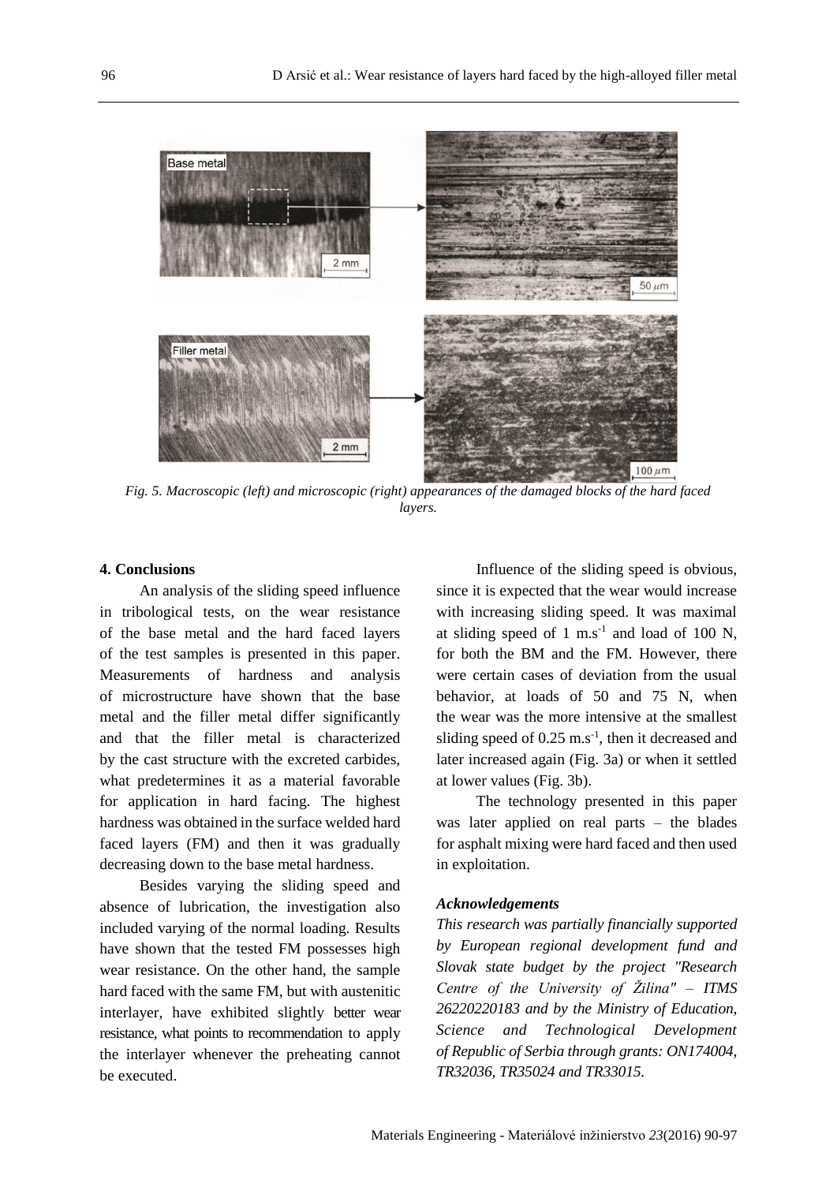Fig. 5. Macroscopic (left) and microscopic (right) appearances of the damaged blocks of the hard faced layers.

## 4. Conclusions

An analysis of the sliding speed influence in tribological tests, on the wear resistance of the base metal and the hard faced layers of the test samples is presented in this paper. Measurements of hardness and analysis of microstructure have shown that the base metal and the filler metal differ significantly and that the filler metal is characterized by the cast structure with the excreted carbides, what predetermines it as a material favorable for application in hard facing. The highest hardness was obtained in the surface welded hard faced layers (FM) and then it was gradually decreasing down to the base metal hardness.

Besides varying the sliding speed and absence of lubrication, the investigation also included varying of the normal loading. Results have shown that the tested FM possesses high wear resistance. On the other hand, the sample hard faced with the same FM, but with austenitic interlayer, have exhibited slightly better wear resistance, what points to recommendation to apply the interlayer whenever the preheating cannot be executed.

Influence of the sliding speed is obvious, since it is expected that the wear would increase with increasing sliding speed. It was maximal at sliding speed of 1 $m.s^{-1}$ and load of 100 N, for both the BM and the FM. However, there were certain cases of deviation from the usual behavior, at loads of 50 and 75 N, when the wear was the more intensive at the smallest sliding speed of 0.25 $m.s^{-1}$, then it decreased and later increased again (Fig. 3a) or when it settled at lower values (Fig. 3b).

The technology presented in this paper was later applied on real parts – the blades for asphalt mixing were hard faced and then used in exploitation.

### *Acknowledgements*

*This research was partially financially supported by European regional development fund and Slovak state budget by the project "Research Centre of the University of Žilina" – ITMS 26220220183 and by the Ministry of Education, Science and Technological Development of Republic of Serbia through grants: ON174004, TR32036, TR35024 and TR33015.*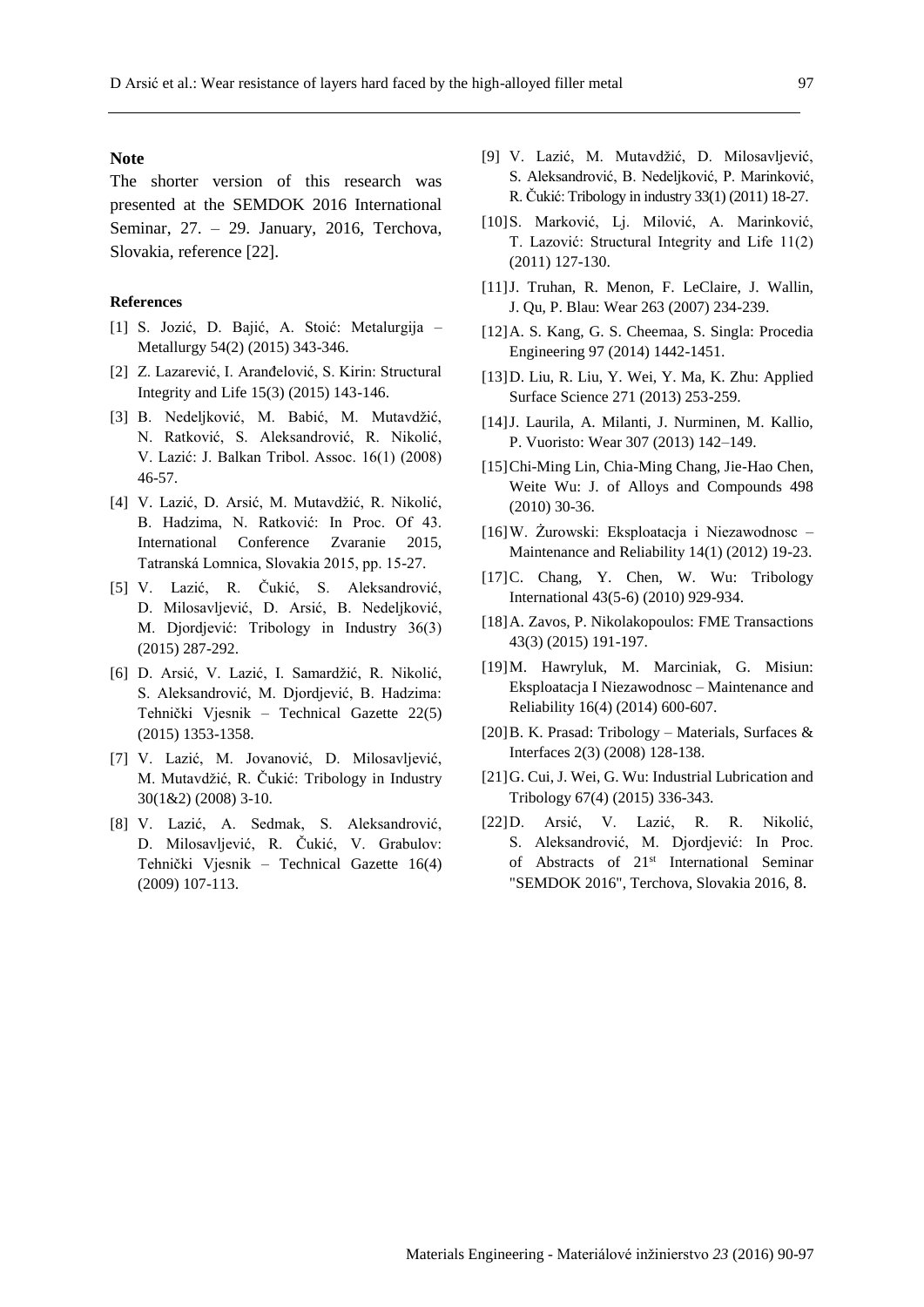**Note**

The shorter version of this research was presented at the SEMDOK 2016 International Seminar, 27. – 29. January, 2016, Terchova, Slovakia, reference [22].

**References**

[1] S. Jozić, D. Bajić, A. Stoić: Metalurgija – Metallurgy 54(2) (2015) 343-346.

[2] Z. Lazarević, I. Aranđelović, S. Kirin: Structural Integrity and Life 15(3) (2015) 143-146.

[3] B. Nedeljković, M. Babić, M. Mutavdžić, N. Ratković, S. Aleksandrović, R. Nikolić, V. Lazić: J. Balkan Tribol. Assoc. 16(1) (2008) 46-57.

[4] V. Lazić, D. Arsić, M. Mutavdžić, R. Nikolić, B. Hadzima, N. Ratković: In Proc. Of 43. International Conference Zvaranie 2015, Tatranská Lomnica, Slovakia 2015, pp. 15-27.

[5] V. Lazić, R. Čukić, S. Aleksandrović, D. Milosavljević, D. Arsić, B. Nedeljković, M. Djordjević: Tribology in Industry 36(3) (2015) 287-292.

[6] D. Arsić, V. Lazić, I. Samardžić, R. Nikolić, S. Aleksandrović, M. Djordjević, B. Hadzima: Tehnički Vjesnik – Technical Gazette 22(5) (2015) 1353-1358.

[7] V. Lazić, M. Jovanović, D. Milosavljević, M. Mutavdžić, R. Čukić: Tribology in Industry 30(1&2) (2008) 3-10.

[8] V. Lazić, A. Sedmak, S. Aleksandrović, D. Milosavljević, R. Čukić, V. Grabulov: Tehnički Vjesnik – Technical Gazette 16(4) (2009) 107-113.

[9] V. Lazić, M. Mutavdžić, D. Milosavljević, S. Aleksandrović, B. Nedeljković, P. Marinković, R. Čukić: Tribology in industry 33(1) (2011) 18-27.

[10] S. Marković, Lj. Milović, A. Marinković, T. Lazović: Structural Integrity and Life 11(2) (2011) 127-130.

[11] J. Truhan, R. Menon, F. LeClaire, J. Wallin, J. Qu, P. Blau: Wear 263 (2007) 234-239.

[12] A. S. Kang, G. S. Cheemaa, S. Singla: Procedia Engineering 97 (2014) 1442-1451.

[13] D. Liu, R. Liu, Y. Wei, Y. Ma, K. Zhu: Applied Surface Science 271 (2013) 253-259.

[14] J. Laurila, A. Milanti, J. Nurminen, M. Kallio, P. Vuoristo: Wear 307 (2013) 142–149.

[15] Chi-Ming Lin, Chia-Ming Chang, Jie-Hao Chen, Weite Wu: J. of Alloys and Compounds 498 (2010) 30-36.

[16] W. Żurowski: Eksploatacja i Niezawodnosc – Maintenance and Reliability 14(1) (2012) 19-23.

[17] C. Chang, Y. Chen, W. Wu: Tribology International 43(5-6) (2010) 929-934.

[18] A. Zavos, P. Nikolakopoulos: FME Transactions 43(3) (2015) 191-197.

[19] M. Hawryluk, M. Marciniak, G. Misiun: Eksploatacja I Niezawodnosc – Maintenance and Reliability 16(4) (2014) 600-607.

[20] B. K. Prasad: Tribology – Materials, Surfaces & Interfaces 2(3) (2008) 128-138.

[21] G. Cui, J. Wei, G. Wu: Industrial Lubrication and Tribology 67(4) (2015) 336-343.

[22] D. Arsić, V. Lazić, R. R. Nikolić, S. Aleksandrović, M. Djordjević: In Proc. of Abstracts of 21st International Seminar "SEMDOK 2016", Terchova, Slovakia 2016, 8.